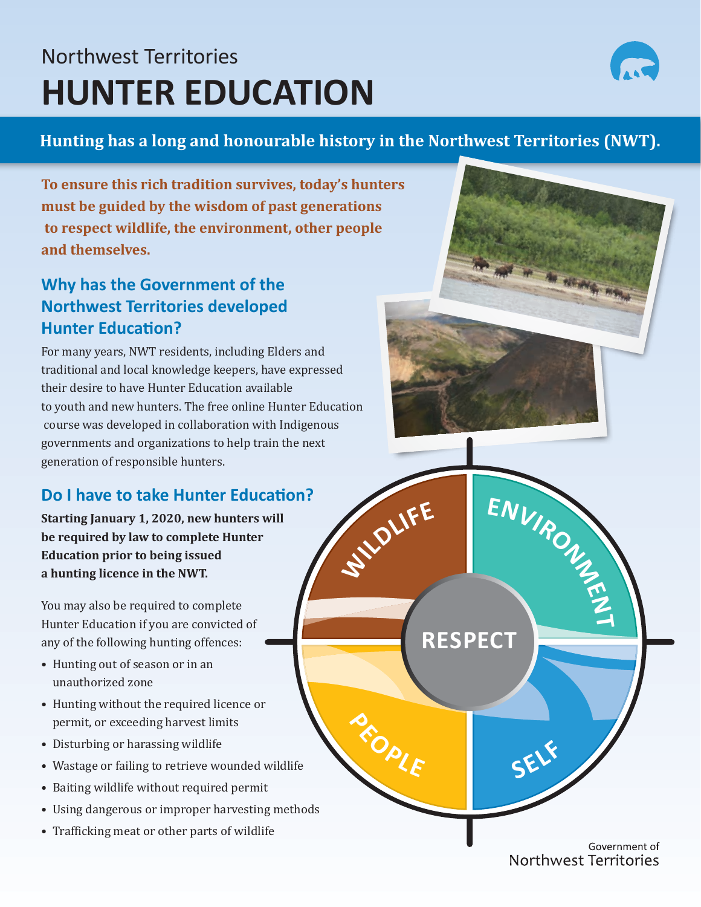Northwest Territories

# HUNTER EDUCATION

**Hunting has a long and honourable history in the Northwest Territories (NWT).**

**To ensure this rich tradition survives, today's hunters must be guided by the wisdom of past generations to respect wildlife, the environment, other people and themselves.**

## Why has the Government of the Northwest Territories developed Hunter Education?

For many years, NWT residents, including Elders and traditional and local knowledge keepers, have expressed their desire to have Hunter Education available to youth and new hunters. The free online Hunter Education course was developed in collaboration with Indigenous governments and organizations to help train the next generation of responsible hunters.

## Do I have to take Hunter Education?

**Starting January 1, 2020, new hunters will be required by law to complete Hunter Education prior to being issued a hunting licence in the NWT.**

You may also be required to complete Hunter Education if you are convicted of any of the following hunting offences:

- Hunting out of season or in an unauthorized zone
- Hunting without the required licence or permit, or exceeding harvest limits
- Disturbing or harassing wildlife
- Wastage or failing to retrieve wounded wildlife
- Baiting wildlife without required permit
- Using dangerous or improper harvesting methods
- Trafficking meat or other parts of wildlife

WILDLIFE | ENVIRONMENT | RESPECT | PEOPLE | SELF

Government of Northwest Territories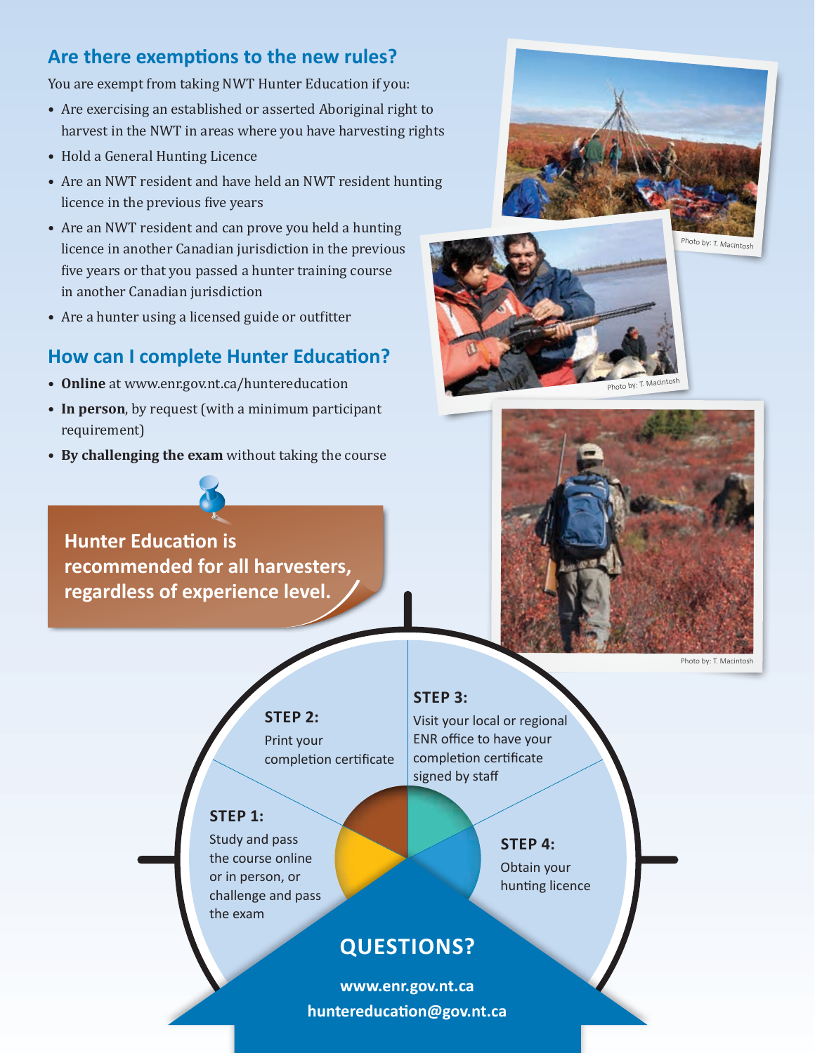## Are there exemptions to the new rules?

You are exempt from taking NWT Hunter Education if you:

- Are exercising an established or asserted Aboriginal right to harvest in the NWT in areas where you have harvesting rights
- Hold a General Hunting Licence
- Are an NWT resident and have held an NWT resident hunting licence in the previous five years
- Are an NWT resident and can prove you held a hunting licence in another Canadian jurisdiction in the previous five years or that you passed a hunter training course in another Canadian jurisdiction
- Are a hunter using a licensed guide or outfitter

## How can I complete Hunter Education?

- **Online** at www.enr.gov.nt.ca/huntereducation
- **In person**, by request (with a minimum participant requirement)
- **By challenging the exam** without taking the course

**Hunter Education is recommended for all harvesters, regardless of experience level.**

Photo by: T. Macintosh

Photo by: T. Macintosh

Photo by: T. Macintosh

**STEP 1:** Study and pass the course online or in person, or challenge and pass the exam

**STEP 2:** Print your completion certificate

**STEP 3:** Visit your local or regional ENR office to have your completion certificate signed by staff

**STEP 4:** Obtain your hunting licence

## QUESTIONS?

**www.enr.gov.nt.ca**

**huntereducation@gov.nt.ca**